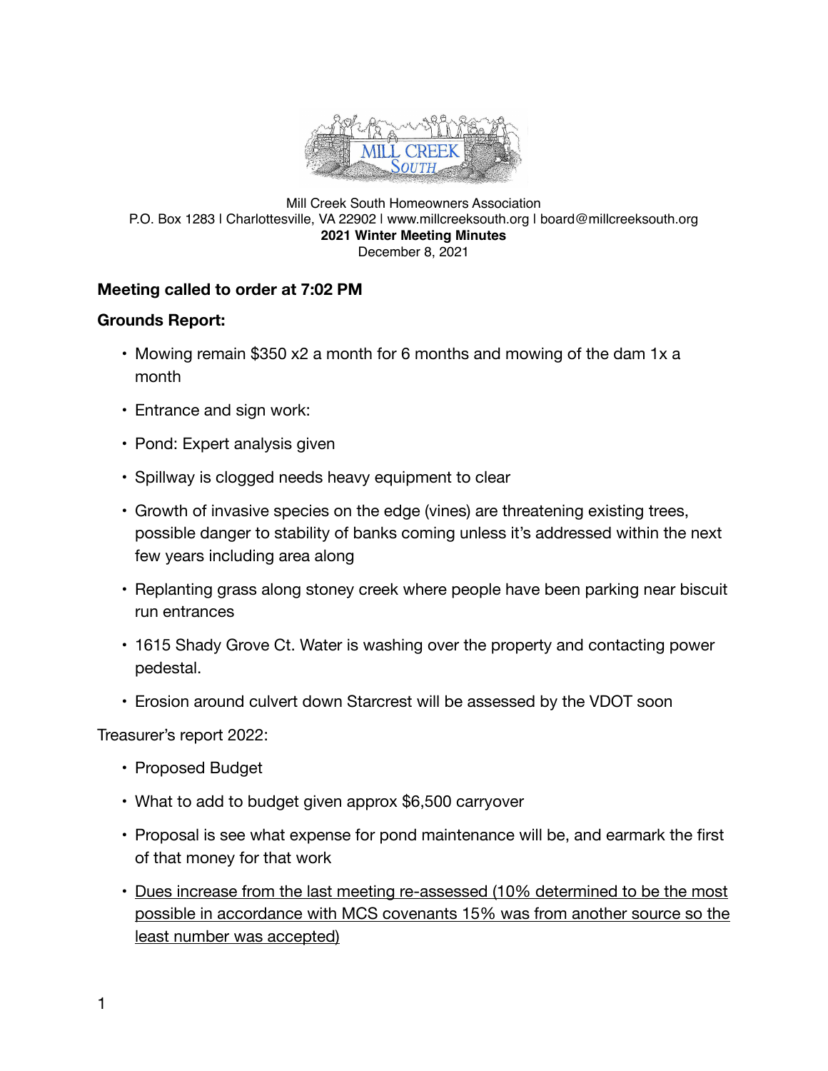Mill Creek South Homeowners Association
P.O. Box 1283 | Charlottesville, VA 22902 | www.millcreeksouth.org | board@millcreeksouth.org

**2021 Winter Meeting Minutes**

December 8, 2021

### Meeting called to order at 7:02 PM

### Grounds Report:

- Mowing remain $350 x2 a month for 6 months and mowing of the dam 1x a month
- Entrance and sign work:
- Pond: Expert analysis given
- Spillway is clogged needs heavy equipment to clear
- Growth of invasive species on the edge (vines) are threatening existing trees, possible danger to stability of banks coming unless it's addressed within the next few years including area along
- Replanting grass along stoney creek where people have been parking near biscuit run entrances
- 1615 Shady Grove Ct. Water is washing over the property and contacting power pedestal.
- Erosion around culvert down Starcrest will be assessed by the VDOT soon

Treasurer's report 2022:

- Proposed Budget
- What to add to budget given approx $6,500 carryover
- Proposal is see what expense for pond maintenance will be, and earmark the first of that money for that work
- <u>Dues increase from the last meeting re-assessed (10% determined to be the most possible in accordance with MCS covenants 15% was from another source so the least number was accepted)</u>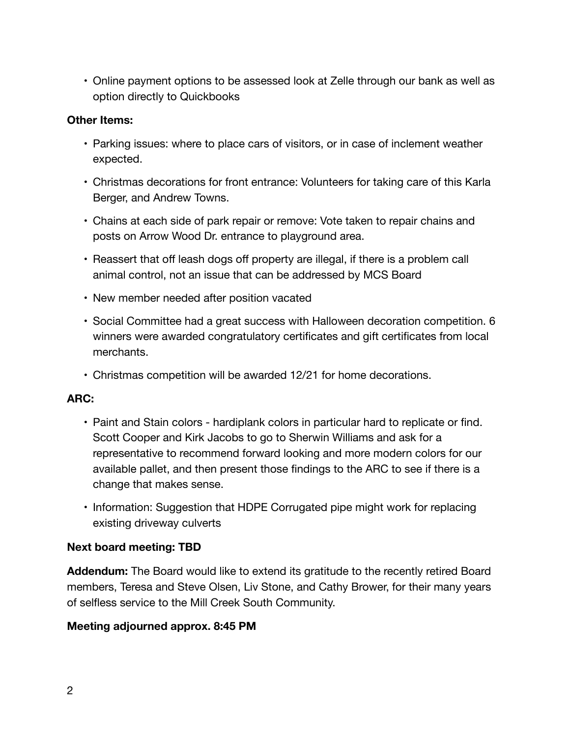- Online payment options to be assessed look at Zelle through our bank as well as option directly to Quickbooks

**Other Items:**

- Parking issues: where to place cars of visitors, or in case of inclement weather expected.
- Christmas decorations for front entrance: Volunteers for taking care of this Karla Berger, and Andrew Towns.
- Chains at each side of park repair or remove: Vote taken to repair chains and posts on Arrow Wood Dr. entrance to playground area.
- Reassert that off leash dogs off property are illegal, if there is a problem call animal control, not an issue that can be addressed by MCS Board
- New member needed after position vacated
- Social Committee had a great success with Halloween decoration competition. 6 winners were awarded congratulatory certificates and gift certificates from local merchants.
- Christmas competition will be awarded 12/21 for home decorations.

**ARC:**

- Paint and Stain colors - hardiplank colors in particular hard to replicate or find. Scott Cooper and Kirk Jacobs to go to Sherwin Williams and ask for a representative to recommend forward looking and more modern colors for our available pallet, and then present those findings to the ARC to see if there is a change that makes sense.
- Information: Suggestion that HDPE Corrugated pipe might work for replacing existing driveway culverts

**Next board meeting: TBD**

**Addendum:** The Board would like to extend its gratitude to the recently retired Board members, Teresa and Steve Olsen, Liv Stone, and Cathy Brower, for their many years of selfless service to the Mill Creek South Community.

**Meeting adjourned approx. 8:45 PM**